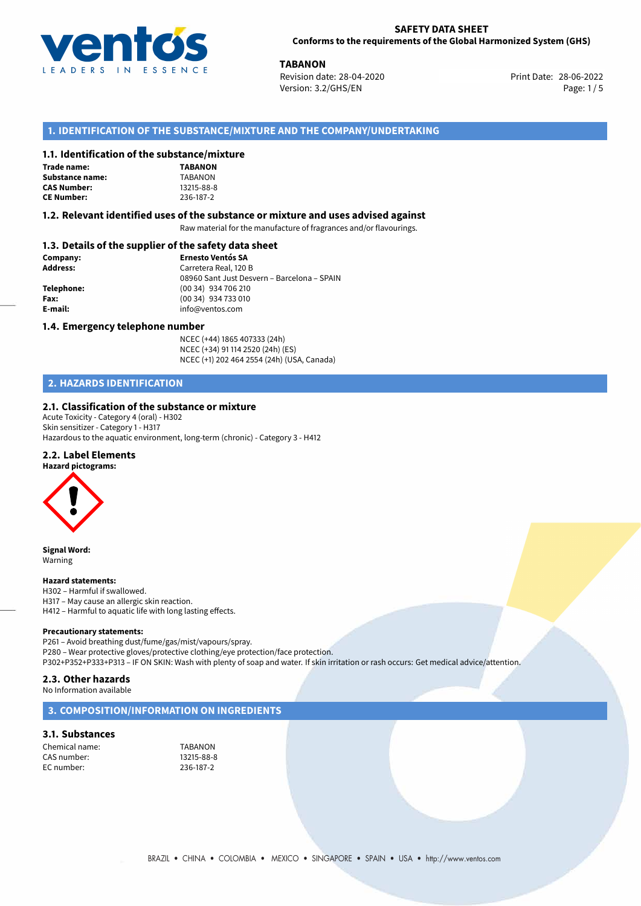**SAFETY DATA SHEET**
**Conforms to the requirements of the Global Harmonized System (GHS)**

**TABANON**
Revision date: 28-04-2020
Version: 3.2/GHS/EN
Print Date: 28-06-2022

## 1. IDENTIFICATION OF THE SUBSTANCE/MIXTURE AND THE COMPANY/UNDERTAKING

### 1.1. Identification of the substance/mixture

**Trade name:** **TABANON**
**Substance name:** TABANON
**CAS Number:** 13215-88-8
**CE Number:** 236-187-2

### 1.2. Relevant identified uses of the substance or mixture and uses advised against

Raw material for the manufacture of fragrances and/or flavourings.

### 1.3. Details of the supplier of the safety data sheet

**Company:** **Ernesto Ventós SA**
**Address:** Carretera Real, 120 B
08960 Sant Just Desvern – Barcelona – SPAIN
**Telephone:** (00 34) 934 706 210
**Fax:** (00 34) 934 733 010
**E-mail:** info@ventos.com

### 1.4. Emergency telephone number

NCEC (+44) 1865 407333 (24h)
NCEC (+34) 91 114 2520 (24h) (ES)
NCEC (+1) 202 464 2554 (24h) (USA, Canada)

## 2. HAZARDS IDENTIFICATION

### 2.1. Classification of the substance or mixture

Acute Toxicity - Category 4 (oral) - H302
Skin sensitizer - Category 1 - H317
Hazardous to the aquatic environment, long-term (chronic) - Category 3 - H412

### 2.2. Label Elements

**Hazard pictograms:**

**Signal Word:**
Warning

**Hazard statements:**
H302 – Harmful if swallowed.
H317 – May cause an allergic skin reaction.
H412 – Harmful to aquatic life with long lasting effects.

**Precautionary statements:**
P261 – Avoid breathing dust/fume/gas/mist/vapours/spray.
P280 – Wear protective gloves/protective clothing/eye protection/face protection.
P302+P352+P333+P313 – IF ON SKIN: Wash with plenty of soap and water. If skin irritation or rash occurs: Get medical advice/attention.

### 2.3. Other hazards

No Information available

## 3. COMPOSITION/INFORMATION ON INGREDIENTS

### 3.1. Substances

Chemical name: TABANON
CAS number: 13215-88-8
EC number: 236-187-2

BRAZIL • CHINA • COLOMBIA • MEXICO • SINGAPORE • SPAIN • USA • http://www.ventos.com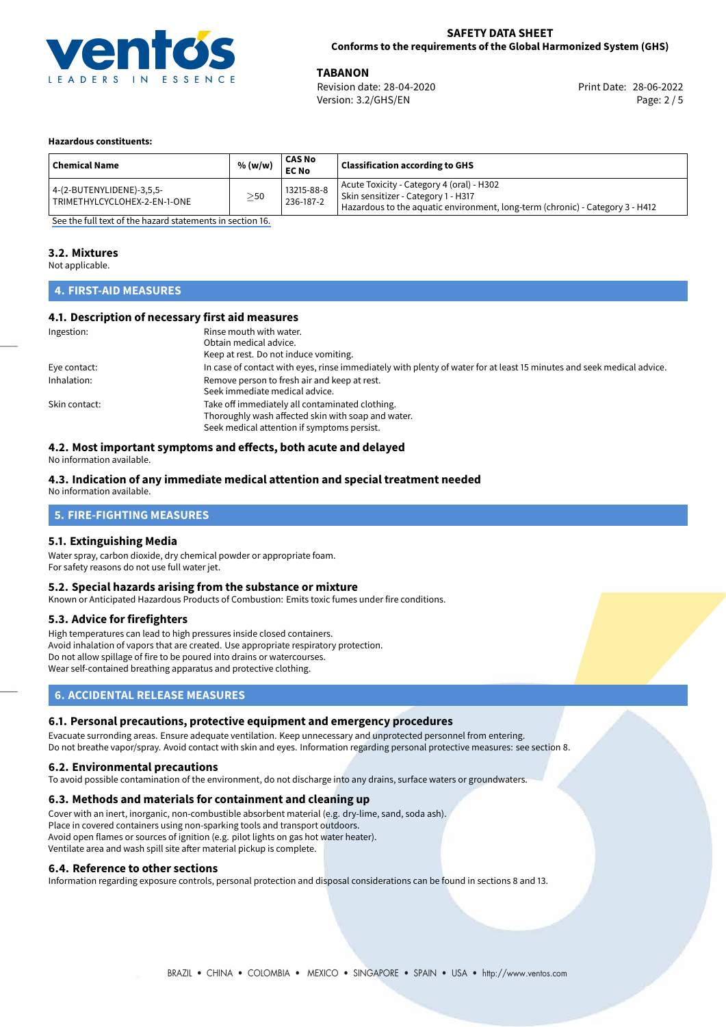**Hazardous constituents:**

| Chemical Name | % (w/w) | CAS No<br>EC No | Classification according to GHS |
|---|---|---|---|
| 4-(2-BUTENYLIDENE)-3,5,5-TRIMETHYLCYCLOHEX-2-EN-1-ONE | ≥50 | 13215-88-8<br>236-187-2 | Acute Toxicity - Category 4 (oral) - H302<br>Skin sensitizer - Category 1 - H317<br>Hazardous to the aquatic environment, long-term (chronic) - Category 3 - H412 |

See the full text of the hazard statements in section 16.

### 3.2. Mixtures

Not applicable.

## 4. FIRST-AID MEASURES

### 4.1. Description of necessary first aid measures

Ingestion: Rinse mouth with water.
Obtain medical advice.
Keep at rest. Do not induce vomiting.

Eye contact: In case of contact with eyes, rinse immediately with plenty of water for at least 15 minutes and seek medical advice.

Inhalation: Remove person to fresh air and keep at rest.
Seek immediate medical advice.

Skin contact: Take off immediately all contaminated clothing.
Thoroughly wash affected skin with soap and water.
Seek medical attention if symptoms persist.

### 4.2. Most important symptoms and effects, both acute and delayed

No information available.

### 4.3. Indication of any immediate medical attention and special treatment needed

No information available.

## 5. FIRE-FIGHTING MEASURES

### 5.1. Extinguishing Media

Water spray, carbon dioxide, dry chemical powder or appropriate foam.
For safety reasons do not use full water jet.

### 5.2. Special hazards arising from the substance or mixture

Known or Anticipated Hazardous Products of Combustion: Emits toxic fumes under fire conditions.

### 5.3. Advice for firefighters

High temperatures can lead to high pressures inside closed containers.
Avoid inhalation of vapors that are created. Use appropriate respiratory protection.
Do not allow spillage of fire to be poured into drains or watercourses.
Wear self-contained breathing apparatus and protective clothing.

## 6. ACCIDENTAL RELEASE MEASURES

### 6.1. Personal precautions, protective equipment and emergency procedures

Evacuate surronding areas. Ensure adequate ventilation. Keep unnecessary and unprotected personnel from entering.
Do not breathe vapor/spray. Avoid contact with skin and eyes. Information regarding personal protective measures: see section 8.

### 6.2. Environmental precautions

To avoid possible contamination of the environment, do not discharge into any drains, surface waters or groundwaters.

### 6.3. Methods and materials for containment and cleaning up

Cover with an inert, inorganic, non-combustible absorbent material (e.g. dry-lime, sand, soda ash).
Place in covered containers using non-sparking tools and transport outdoors.
Avoid open flames or sources of ignition (e.g. pilot lights on gas hot water heater).
Ventilate area and wash spill site after material pickup is complete.

### 6.4. Reference to other sections

Information regarding exposure controls, personal protection and disposal considerations can be found in sections 8 and 13.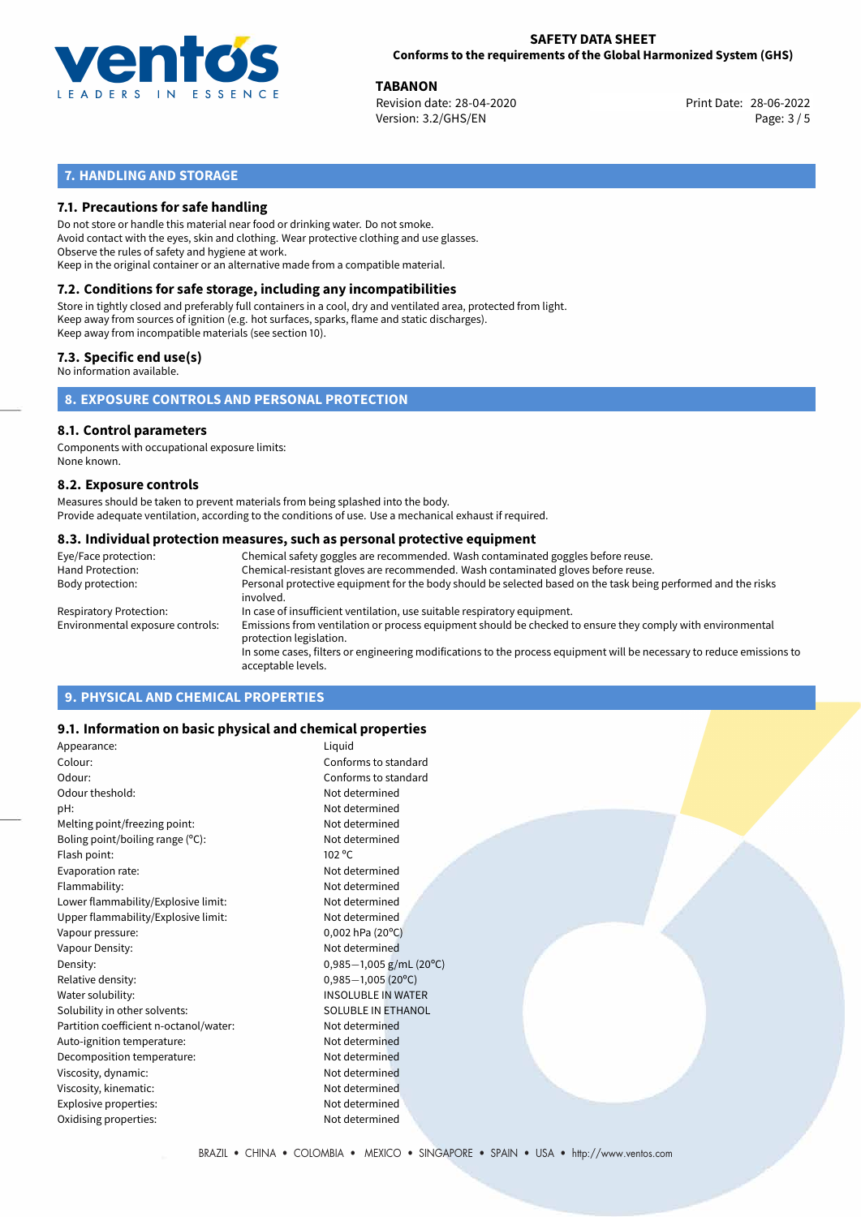## 7. HANDLING AND STORAGE

### 7.1. Precautions for safe handling

Do not store or handle this material near food or drinking water. Do not smoke.
Avoid contact with the eyes, skin and clothing. Wear protective clothing and use glasses.
Observe the rules of safety and hygiene at work.
Keep in the original container or an alternative made from a compatible material.

### 7.2. Conditions for safe storage, including any incompatibilities

Store in tightly closed and preferably full containers in a cool, dry and ventilated area, protected from light.
Keep away from sources of ignition (e.g. hot surfaces, sparks, flame and static discharges).
Keep away from incompatible materials (see section 10).

### 7.3. Specific end use(s)

No information available.

## 8. EXPOSURE CONTROLS AND PERSONAL PROTECTION

### 8.1. Control parameters

Components with occupational exposure limits:
None known.

### 8.2. Exposure controls

Measures should be taken to prevent materials from being splashed into the body.
Provide adequate ventilation, according to the conditions of use. Use a mechanical exhaust if required.

### 8.3. Individual protection measures, such as personal protective equipment

| | |
|---|---|
| Eye/Face protection: | Chemical safety goggles are recommended. Wash contaminated goggles before reuse. |
| Hand Protection: | Chemical-resistant gloves are recommended. Wash contaminated gloves before reuse. |
| Body protection: | Personal protective equipment for the body should be selected based on the task being performed and the risks involved. |
| Respiratory Protection: | In case of insufficient ventilation, use suitable respiratory equipment. |
| Environmental exposure controls: | Emissions from ventilation or process equipment should be checked to ensure they comply with environmental protection legislation. In some cases, filters or engineering modifications to the process equipment will be necessary to reduce emissions to acceptable levels. |

## 9. PHYSICAL AND CHEMICAL PROPERTIES

### 9.1. Information on basic physical and chemical properties

| | |
|---|---|
| Appearance: | Liquid |
| Colour: | Conforms to standard |
| Odour: | Conforms to standard |
| Odour theshold: | Not determined |
| pH: | Not determined |
| Melting point/freezing point: | Not determined |
| Boling point/boiling range (°C): | Not determined |
| Flash point: | 102 °C |
| Evaporation rate: | Not determined |
| Flammability: | Not determined |
| Lower flammability/Explosive limit: | Not determined |
| Upper flammability/Explosive limit: | Not determined |
| Vapour pressure: | 0,002 hPa (20°C) |
| Vapour Density: | Not determined |
| Density: | 0,985−1,005 g/mL (20°C) |
| Relative density: | 0,985−1,005 (20°C) |
| Water solubility: | INSOLUBLE IN WATER |
| Solubility in other solvents: | SOLUBLE IN ETHANOL |
| Partition coefficient n-octanol/water: | Not determined |
| Auto-ignition temperature: | Not determined |
| Decomposition temperature: | Not determined |
| Viscosity, dynamic: | Not determined |
| Viscosity, kinematic: | Not determined |
| Explosive properties: | Not determined |
| Oxidising properties: | Not determined |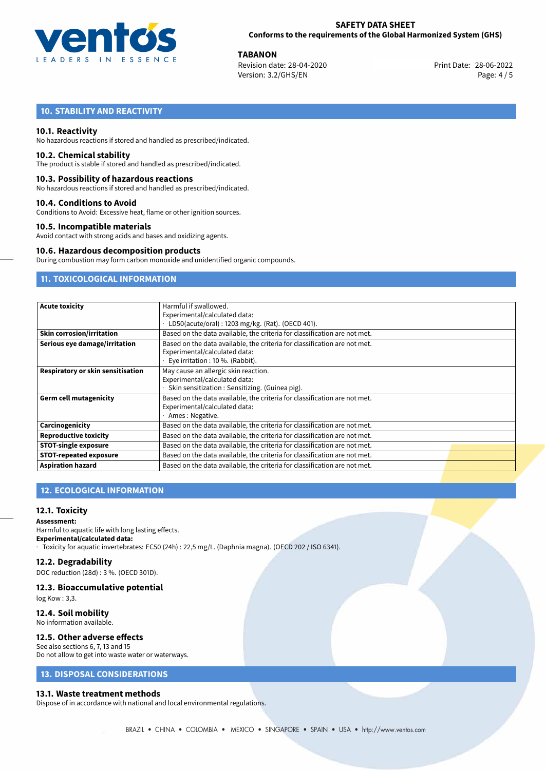## 10. STABILITY AND REACTIVITY

### 10.1. Reactivity

No hazardous reactions if stored and handled as prescribed/indicated.

### 10.2. Chemical stability

The product is stable if stored and handled as prescribed/indicated.

### 10.3. Possibility of hazardous reactions

No hazardous reactions if stored and handled as prescribed/indicated.

### 10.4. Conditions to Avoid

Conditions to Avoid: Excessive heat, flame or other ignition sources.

### 10.5. Incompatible materials

Avoid contact with strong acids and bases and oxidizing agents.

### 10.6. Hazardous decomposition products

During combustion may form carbon monoxide and unidentified organic compounds.

## 11. TOXICOLOGICAL INFORMATION

| | |
|---|---|
| **Acute toxicity** | Harmful if swallowed.<br>Experimental/calculated data:<br>· LD50(acute/oral) : 1203 mg/kg. (Rat). (OECD 401). |
| **Skin corrosion/irritation** | Based on the data available, the criteria for classification are not met. |
| **Serious eye damage/irritation** | Based on the data available, the criteria for classification are not met.<br>Experimental/calculated data:<br>· Eye irritation : 10 %. (Rabbit). |
| **Respiratory or skin sensitisation** | May cause an allergic skin reaction.<br>Experimental/calculated data:<br>· Skin sensitization : Sensitizing. (Guinea pig). |
| **Germ cell mutagenicity** | Based on the data available, the criteria for classification are not met.<br>Experimental/calculated data:<br>· Ames : Negative. |
| **Carcinogenicity** | Based on the data available, the criteria for classification are not met. |
| **Reproductive toxicity** | Based on the data available, the criteria for classification are not met. |
| **STOT-single exposure** | Based on the data available, the criteria for classification are not met. |
| **STOT-repeated exposure** | Based on the data available, the criteria for classification are not met. |
| **Aspiration hazard** | Based on the data available, the criteria for classification are not met. |

## 12. ECOLOGICAL INFORMATION

### 12.1. Toxicity

**Assessment:**
Harmful to aquatic life with long lasting effects.
**Experimental/calculated data:**
· Toxicity for aquatic invertebrates: EC50 (24h) : 22,5 mg/L. (Daphnia magna). (OECD 202 / ISO 6341).

### 12.2. Degradability

DOC reduction (28d) : 3 %. (OECD 301D).

### 12.3. Bioaccumulative potential

log Kow : 3,3.

### 12.4. Soil mobility

No information available.

### 12.5. Other adverse effects

See also sections 6, 7, 13 and 15
Do not allow to get into waste water or waterways.

## 13. DISPOSAL CONSIDERATIONS

### 13.1. Waste treatment methods

Dispose of in accordance with national and local environmental regulations.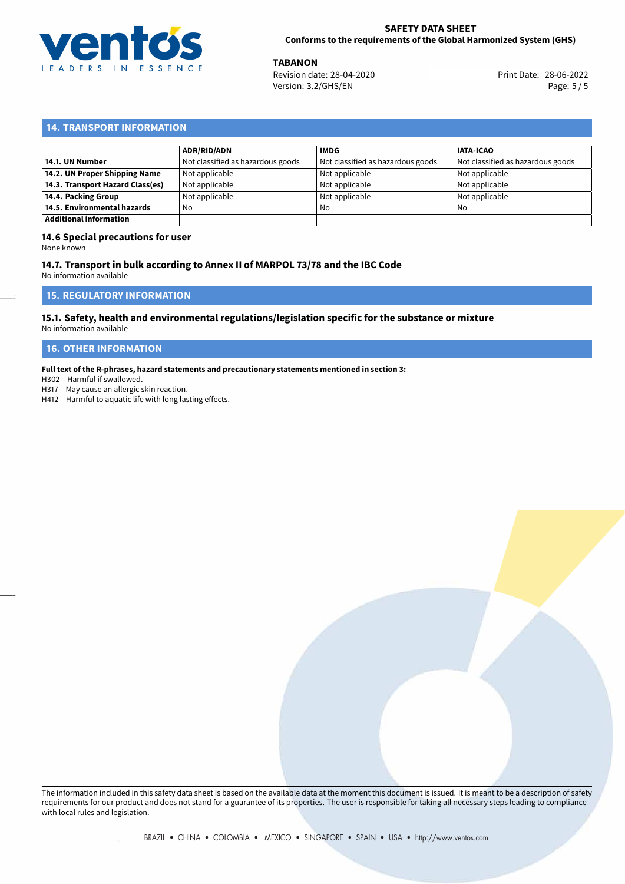## 14. TRANSPORT INFORMATION

| | ADR/RID/ADN | IMDG | IATA-ICAO |
|---|---|---|---|
| **14.1. UN Number** | Not classified as hazardous goods | Not classified as hazardous goods | Not classified as hazardous goods |
| **14.2. UN Proper Shipping Name** | Not applicable | Not applicable | Not applicable |
| **14.3. Transport Hazard Class(es)** | Not applicable | Not applicable | Not applicable |
| **14.4. Packing Group** | Not applicable | Not applicable | Not applicable |
| **14.5. Environmental hazards** | No | No | No |
| **Additional information** | | | |

### 14.6 Special precautions for user

None known

### 14.7. Transport in bulk according to Annex II of MARPOL 73/78 and the IBC Code

No information available

## 15. REGULATORY INFORMATION

### 15.1. Safety, health and environmental regulations/legislation specific for the substance or mixture

No information available

## 16. OTHER INFORMATION

**Full text of the R-phrases, hazard statements and precautionary statements mentioned in section 3:**

H302 – Harmful if swallowed.
H317 – May cause an allergic skin reaction.
H412 – Harmful to aquatic life with long lasting effects.

The information included in this safety data sheet is based on the available data at the moment this document is issued. It is meant to be a description of safety requirements for our product and does not stand for a guarantee of its properties. The user is responsible for taking all necessary steps leading to compliance with local rules and legislation.